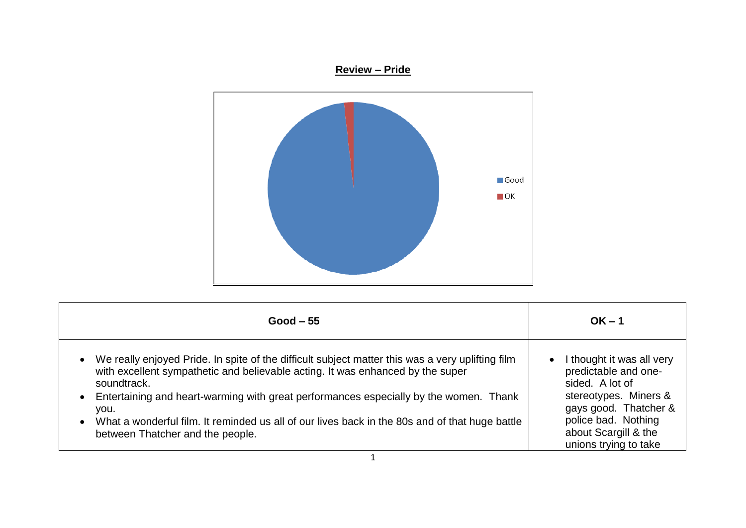**Review – Pride**

Good

OK

| Good – 55 | OK – 1 |
| --- | --- |
| • We really enjoyed Pride. In spite of the difficult subject matter this was a very uplifting film with excellent sympathetic and believable acting. It was enhanced by the super soundtrack.<br>• Entertaining and heart-warming with great performances especially by the women. Thank you.<br>• What a wonderful film. It reminded us all of our lives back in the 80s and of that huge battle between Thatcher and the people. | • I thought it was all very predictable and one-sided. A lot of stereotypes. Miners & gays good. Thatcher & police bad. Nothing about Scargill & the unions trying to take |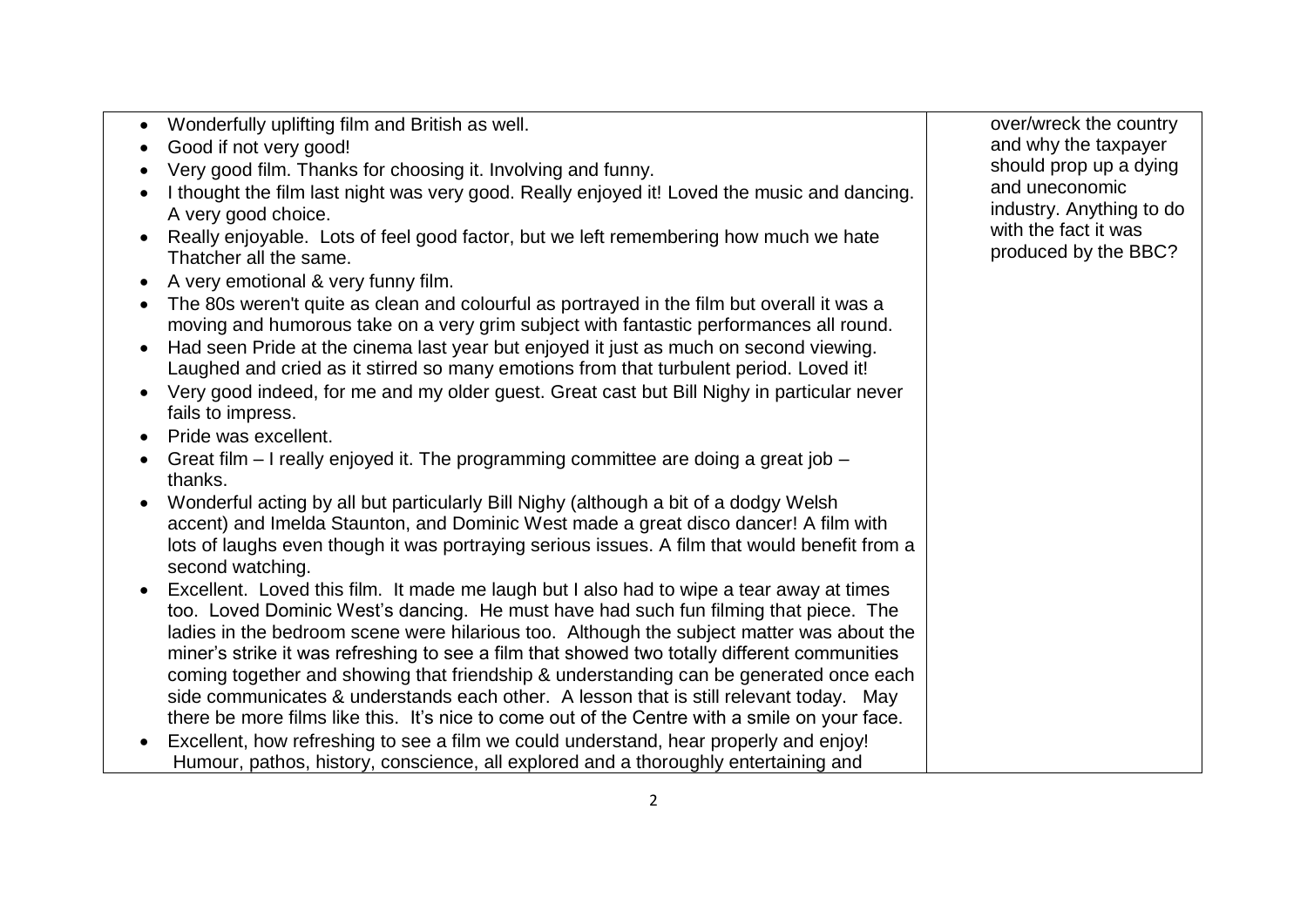| | |
|---|---|
| • Wonderfully uplifting film and British as well.<br>• Good if not very good!<br>• Very good film. Thanks for choosing it. Involving and funny.<br>• I thought the film last night was very good. Really enjoyed it! Loved the music and dancing. A very good choice.<br>• Really enjoyable. Lots of feel good factor, but we left remembering how much we hate Thatcher all the same.<br>• A very emotional & very funny film.<br>• The 80s weren't quite as clean and colourful as portrayed in the film but overall it was a moving and humorous take on a very grim subject with fantastic performances all round.<br>• Had seen Pride at the cinema last year but enjoyed it just as much on second viewing. Laughed and cried as it stirred so many emotions from that turbulent period. Loved it!<br>• Very good indeed, for me and my older guest. Great cast but Bill Nighy in particular never fails to impress.<br>• Pride was excellent.<br>• Great film – I really enjoyed it. The programming committee are doing a great job – thanks.<br>• Wonderful acting by all but particularly Bill Nighy (although a bit of a dodgy Welsh accent) and Imelda Staunton, and Dominic West made a great disco dancer! A film with lots of laughs even though it was portraying serious issues. A film that would benefit from a second watching.<br>• Excellent. Loved this film. It made me laugh but I also had to wipe a tear away at times too. Loved Dominic West's dancing. He must have had such fun filming that piece. The ladies in the bedroom scene were hilarious too. Although the subject matter was about the miner's strike it was refreshing to see a film that showed two totally different communities coming together and showing that friendship & understanding can be generated once each side communicates & understands each other. A lesson that is still relevant today. May there be more films like this. It's nice to come out of the Centre with a smile on your face.<br>• Excellent, how refreshing to see a film we could understand, hear properly and enjoy! Humour, pathos, history, conscience, all explored and a thoroughly entertaining and | over/wreck the country and why the taxpayer should prop up a dying and uneconomic industry. Anything to do with the fact it was produced by the BBC? |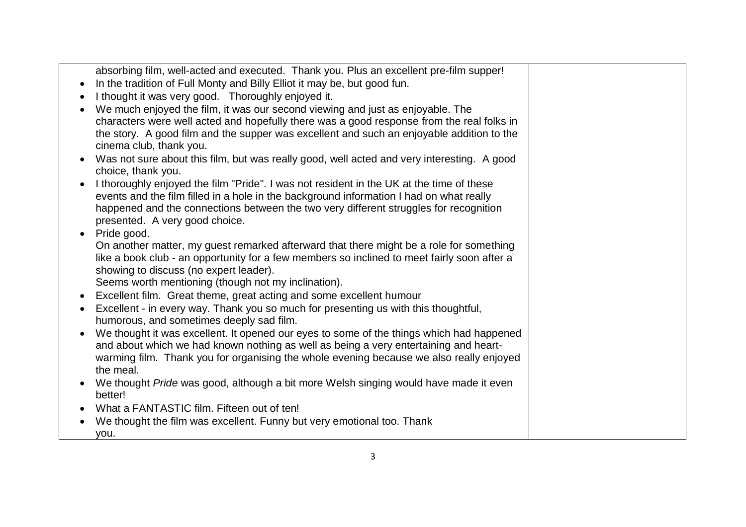| | |
|---|---|
| absorbing film, well-acted and executed. Thank you. Plus an excellent pre-film supper!<br>• In the tradition of Full Monty and Billy Elliot it may be, but good fun.<br>• I thought it was very good. Thoroughly enjoyed it.<br>• We much enjoyed the film, it was our second viewing and just as enjoyable. The characters were well acted and hopefully there was a good response from the real folks in the story. A good film and the supper was excellent and such an enjoyable addition to the cinema club, thank you.<br>• Was not sure about this film, but was really good, well acted and very interesting. A good choice, thank you.<br>• I thoroughly enjoyed the film "Pride". I was not resident in the UK at the time of these events and the film filled in a hole in the background information I had on what really happened and the connections between the two very different struggles for recognition presented. A very good choice.<br>• Pride good.<br>On another matter, my guest remarked afterward that there might be a role for something like a book club - an opportunity for a few members so inclined to meet fairly soon after a showing to discuss (no expert leader).<br>Seems worth mentioning (though not my inclination).<br>• Excellent film. Great theme, great acting and some excellent humour<br>• Excellent - in every way. Thank you so much for presenting us with this thoughtful, humorous, and sometimes deeply sad film.<br>• We thought it was excellent. It opened our eyes to some of the things which had happened and about which we had known nothing as well as being a very entertaining and heart-warming film. Thank you for organising the whole evening because we also really enjoyed the meal.<br>• We thought *Pride* was good, although a bit more Welsh singing would have made it even better!<br>• What a FANTASTIC film. Fifteen out of ten!<br>• We thought the film was excellent. Funny but very emotional too. Thank you. | |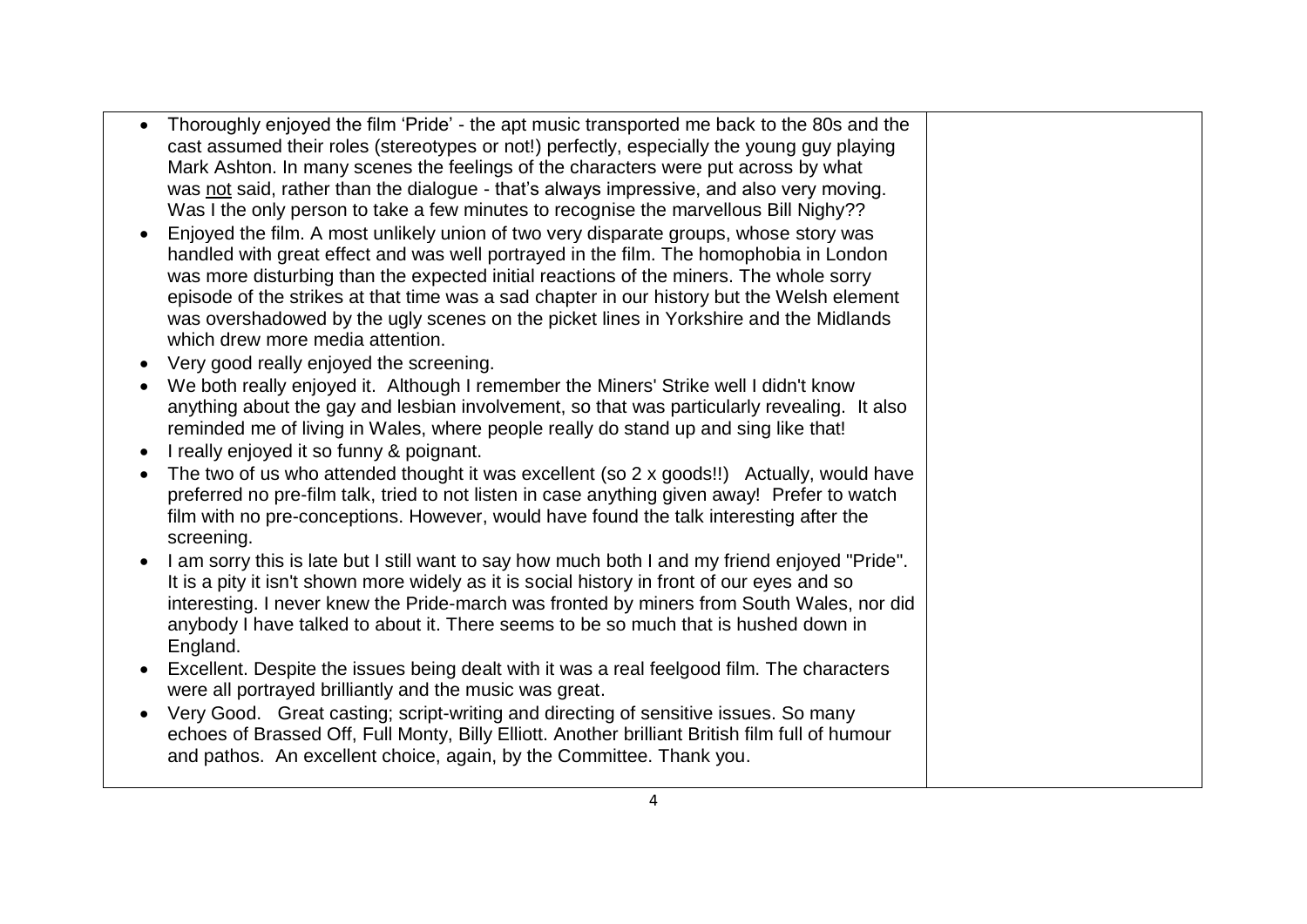- Thoroughly enjoyed the film 'Pride' - the apt music transported me back to the 80s and the cast assumed their roles (stereotypes or not!) perfectly, especially the young guy playing Mark Ashton. In many scenes the feelings of the characters were put across by what was <u>not</u> said, rather than the dialogue - that's always impressive, and also very moving. Was I the only person to take a few minutes to recognise the marvellous Bill Nighy??
- Enjoyed the film. A most unlikely union of two very disparate groups, whose story was handled with great effect and was well portrayed in the film. The homophobia in London was more disturbing than the expected initial reactions of the miners. The whole sorry episode of the strikes at that time was a sad chapter in our history but the Welsh element was overshadowed by the ugly scenes on the picket lines in Yorkshire and the Midlands which drew more media attention.
- Very good really enjoyed the screening.
- We both really enjoyed it. Although I remember the Miners' Strike well I didn't know anything about the gay and lesbian involvement, so that was particularly revealing. It also reminded me of living in Wales, where people really do stand up and sing like that!
- I really enjoyed it so funny & poignant.
- The two of us who attended thought it was excellent (so 2 x goods!!) Actually, would have preferred no pre-film talk, tried to not listen in case anything given away! Prefer to watch film with no pre-conceptions. However, would have found the talk interesting after the screening.
- I am sorry this is late but I still want to say how much both I and my friend enjoyed "Pride". It is a pity it isn't shown more widely as it is social history in front of our eyes and so interesting. I never knew the Pride-march was fronted by miners from South Wales, nor did anybody I have talked to about it. There seems to be so much that is hushed down in England.
- Excellent. Despite the issues being dealt with it was a real feelgood film. The characters were all portrayed brilliantly and the music was great.
- Very Good. Great casting; script-writing and directing of sensitive issues. So many echoes of Brassed Off, Full Monty, Billy Elliott. Another brilliant British film full of humour and pathos. An excellent choice, again, by the Committee. Thank you.